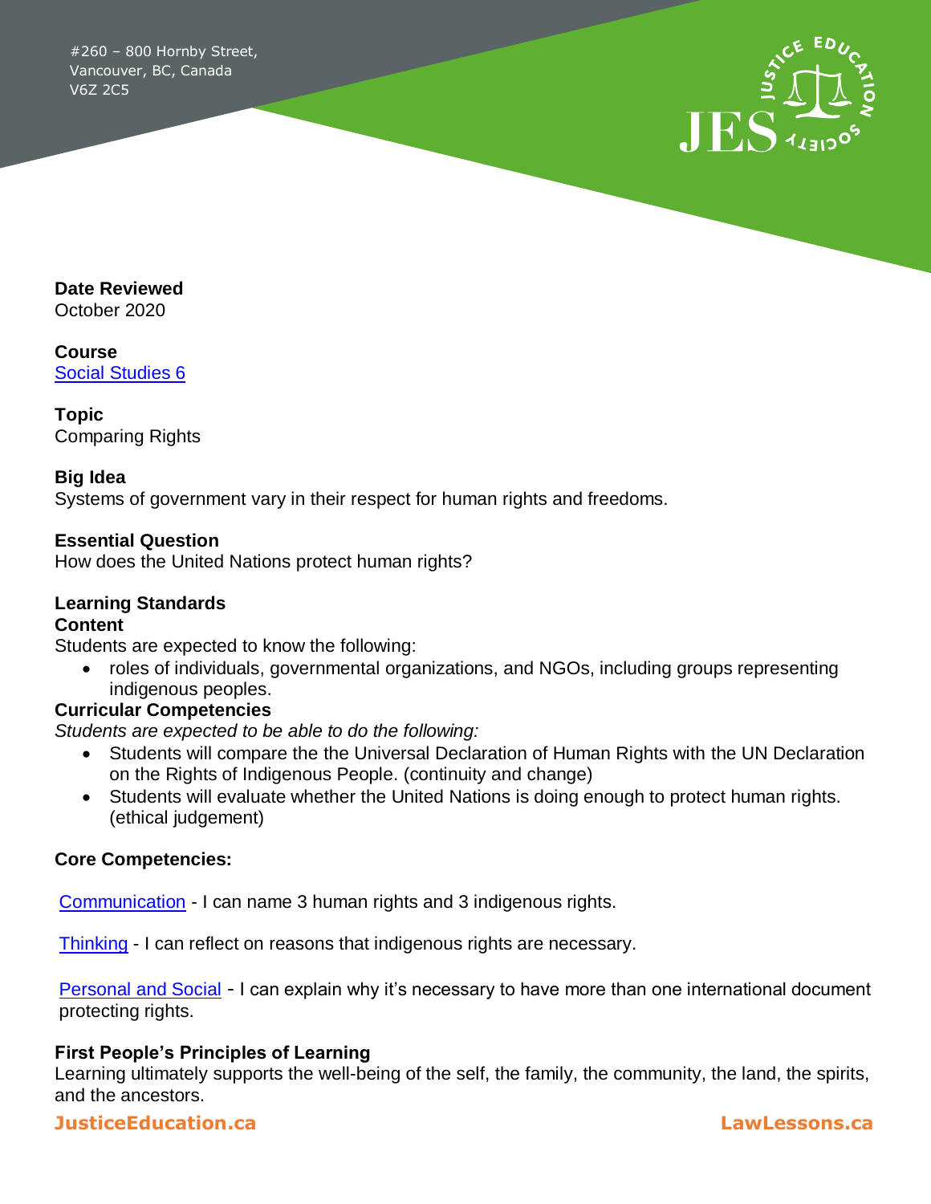#260 – 800 Hornby Street,
Vancouver, BC, Canada
V6Z 2C5

**Date Reviewed**
October 2020

**Course**
[Social Studies 6]()

**Topic**
Comparing Rights

**Big Idea**
Systems of government vary in their respect for human rights and freedoms.

**Essential Question**
How does the United Nations protect human rights?

**Learning Standards**
**Content**
Students are expected to know the following:

- roles of individuals, governmental organizations, and NGOs, including groups representing indigenous peoples.

**Curricular Competencies**
*Students are expected to be able to do the following:*

- Students will compare the the Universal Declaration of Human Rights with the UN Declaration on the Rights of Indigenous People. (continuity and change)
- Students will evaluate whether the United Nations is doing enough to protect human rights. (ethical judgement)

**Core Competencies:**

[Communication]() - I can name 3 human rights and 3 indigenous rights.

[Thinking]() - I can reflect on reasons that indigenous rights are necessary.

[Personal and Social]() - I can explain why it's necessary to have more than one international document protecting rights.

**First People's Principles of Learning**
Learning ultimately supports the well-being of the self, the family, the community, the land, the spirits, and the ancestors.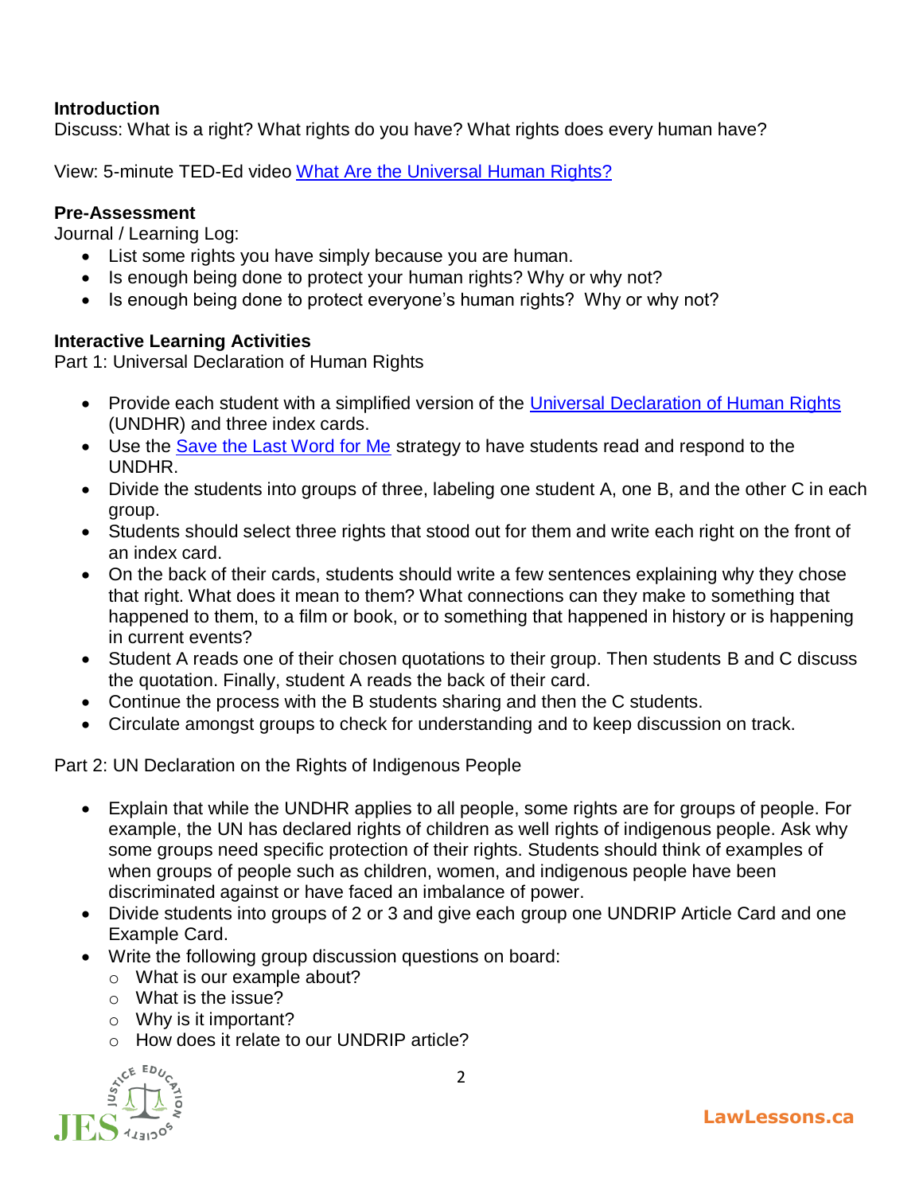**Introduction**
Discuss: What is a right? What rights do you have? What rights does every human have?

View: 5-minute TED-Ed video [What Are the Universal Human Rights?]

**Pre-Assessment**
Journal / Learning Log:

- List some rights you have simply because you are human.
- Is enough being done to protect your human rights? Why or why not?
- Is enough being done to protect everyone's human rights? Why or why not?

**Interactive Learning Activities**
Part 1: Universal Declaration of Human Rights

- Provide each student with a simplified version of the Universal Declaration of Human Rights (UNDHR) and three index cards.
- Use the Save the Last Word for Me strategy to have students read and respond to the UNDHR.
- Divide the students into groups of three, labeling one student A, one B, and the other C in each group.
- Students should select three rights that stood out for them and write each right on the front of an index card.
- On the back of their cards, students should write a few sentences explaining why they chose that right. What does it mean to them? What connections can they make to something that happened to them, to a film or book, or to something that happened in history or is happening in current events?
- Student A reads one of their chosen quotations to their group. Then students B and C discuss the quotation. Finally, student A reads the back of their card.
- Continue the process with the B students sharing and then the C students.
- Circulate amongst groups to check for understanding and to keep discussion on track.

Part 2: UN Declaration on the Rights of Indigenous People

- Explain that while the UNDHR applies to all people, some rights are for groups of people. For example, the UN has declared rights of children as well rights of indigenous people. Ask why some groups need specific protection of their rights. Students should think of examples of when groups of people such as children, women, and indigenous people have been discriminated against or have faced an imbalance of power.
- Divide students into groups of 2 or 3 and give each group one UNDRIP Article Card and one Example Card.
- Write the following group discussion questions on board:
  - What is our example about?
  - What is the issue?
  - Why is it important?
  - How does it relate to our UNDRIP article?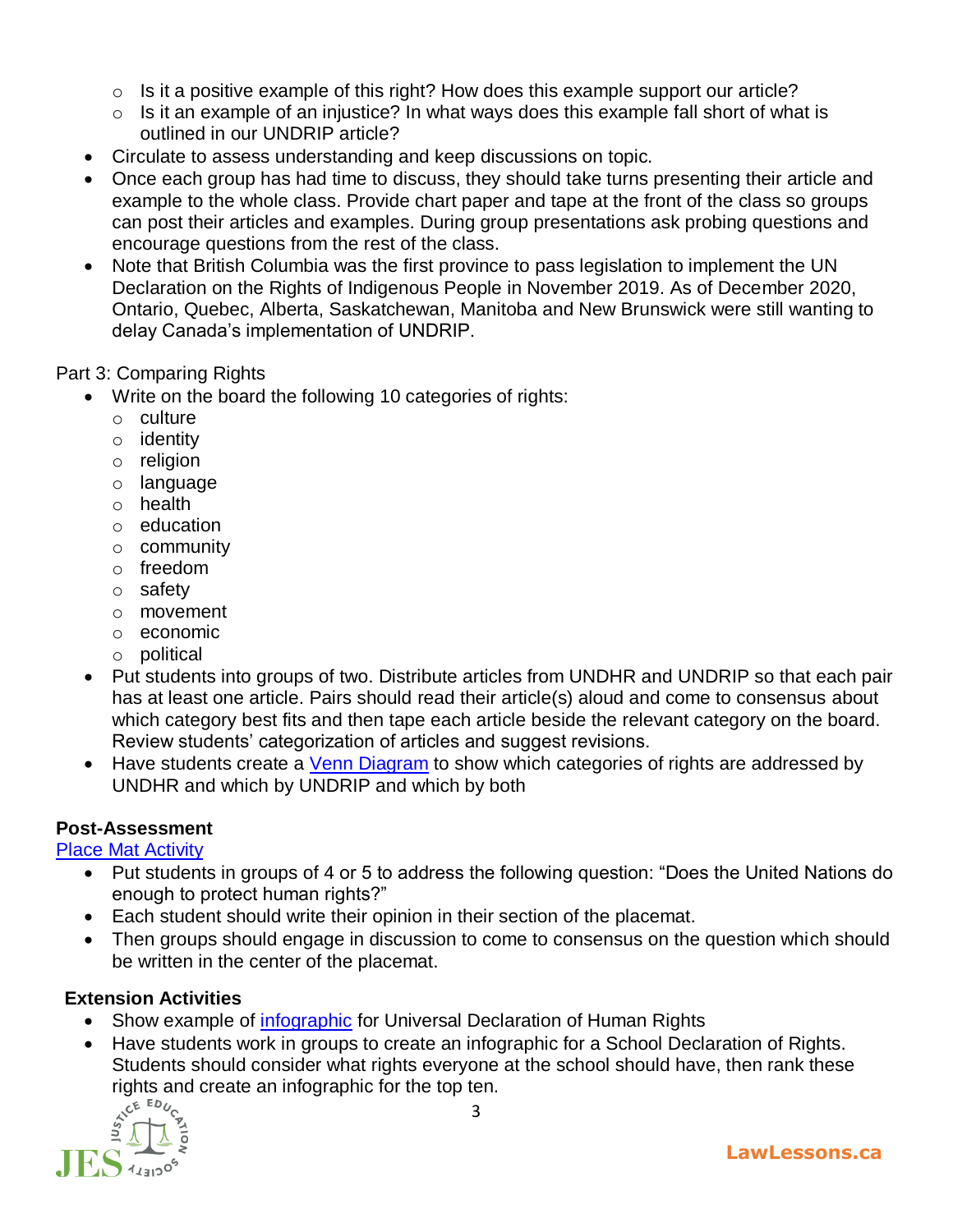- Is it a positive example of this right? How does this example support our article?
  - Is it an example of an injustice? In what ways does this example fall short of what is outlined in our UNDRIP article?
- Circulate to assess understanding and keep discussions on topic.
- Once each group has had time to discuss, they should take turns presenting their article and example to the whole class. Provide chart paper and tape at the front of the class so groups can post their articles and examples. During group presentations ask probing questions and encourage questions from the rest of the class.
- Note that British Columbia was the first province to pass legislation to implement the UN Declaration on the Rights of Indigenous People in November 2019. As of December 2020, Ontario, Quebec, Alberta, Saskatchewan, Manitoba and New Brunswick were still wanting to delay Canada's implementation of UNDRIP.

Part 3: Comparing Rights

- Write on the board the following 10 categories of rights:
  - culture
  - identity
  - religion
  - language
  - health
  - education
  - community
  - freedom
  - safety
  - movement
  - economic
  - political
- Put students into groups of two. Distribute articles from UNDHR and UNDRIP so that each pair has at least one article. Pairs should read their article(s) aloud and come to consensus about which category best fits and then tape each article beside the relevant category on the board. Review students' categorization of articles and suggest revisions.
- Have students create a [Venn Diagram]() to show which categories of rights are addressed by UNDHR and which by UNDRIP and which by both

**Post-Assessment**

[Place Mat Activity]()

- Put students in groups of 4 or 5 to address the following question: "Does the United Nations do enough to protect human rights?"
- Each student should write their opinion in their section of the placemat.
- Then groups should engage in discussion to come to consensus on the question which should be written in the center of the placemat.

**Extension Activities**

- Show example of [infographic]() for Universal Declaration of Human Rights
- Have students work in groups to create an infographic for a School Declaration of Rights. Students should consider what rights everyone at the school should have, then rank these rights and create an infographic for the top ten.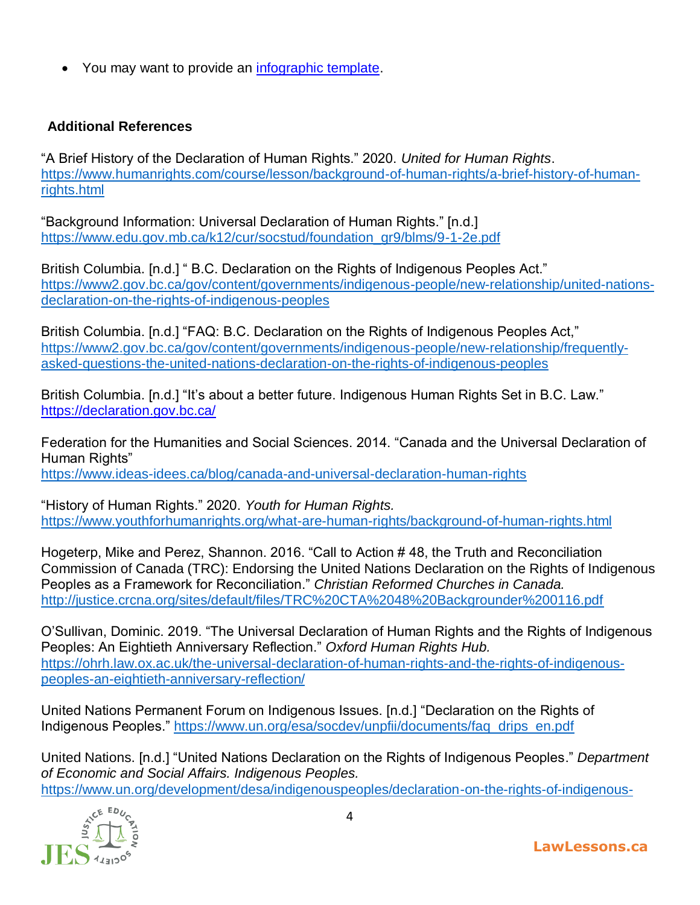- You may want to provide an [infographic template](infographic template).

**Additional References**

"A Brief History of the Declaration of Human Rights." 2020. *United for Human Rights*. https://www.humanrights.com/course/lesson/background-of-human-rights/a-brief-history-of-human-rights.html

"Background Information: Universal Declaration of Human Rights." [n.d.] https://www.edu.gov.mb.ca/k12/cur/socstud/foundation_gr9/blms/9-1-2e.pdf

British Columbia. [n.d.] " B.C. Declaration on the Rights of Indigenous Peoples Act." https://www2.gov.bc.ca/gov/content/governments/indigenous-people/new-relationship/united-nations-declaration-on-the-rights-of-indigenous-peoples

British Columbia. [n.d.] "FAQ: B.C. Declaration on the Rights of Indigenous Peoples Act," https://www2.gov.bc.ca/gov/content/governments/indigenous-people/new-relationship/frequently-asked-questions-the-united-nations-declaration-on-the-rights-of-indigenous-peoples

British Columbia. [n.d.] "It's about a better future. Indigenous Human Rights Set in B.C. Law." https://declaration.gov.bc.ca/

Federation for the Humanities and Social Sciences. 2014. "Canada and the Universal Declaration of Human Rights"
https://www.ideas-idees.ca/blog/canada-and-universal-declaration-human-rights

"History of Human Rights." 2020. *Youth for Human Rights.* https://www.youthforhumanrights.org/what-are-human-rights/background-of-human-rights.html

Hogeterp, Mike and Perez, Shannon. 2016. "Call to Action # 48, the Truth and Reconciliation Commission of Canada (TRC): Endorsing the United Nations Declaration on the Rights of Indigenous Peoples as a Framework for Reconciliation." *Christian Reformed Churches in Canada.* http://justice.crcna.org/sites/default/files/TRC%20CTA%2048%20Backgrounder%200116.pdf

O'Sullivan, Dominic. 2019. "The Universal Declaration of Human Rights and the Rights of Indigenous Peoples: An Eightieth Anniversary Reflection." *Oxford Human Rights Hub.* https://ohrh.law.ox.ac.uk/the-universal-declaration-of-human-rights-and-the-rights-of-indigenous-peoples-an-eightieth-anniversary-reflection/

United Nations Permanent Forum on Indigenous Issues. [n.d.] "Declaration on the Rights of Indigenous Peoples." https://www.un.org/esa/socdev/unpfii/documents/faq_drips_en.pdf

United Nations. [n.d.] "United Nations Declaration on the Rights of Indigenous Peoples." *Department of Economic and Social Affairs. Indigenous Peoples.* https://www.un.org/development/desa/indigenouspeoples/declaration-on-the-rights-of-indigenous-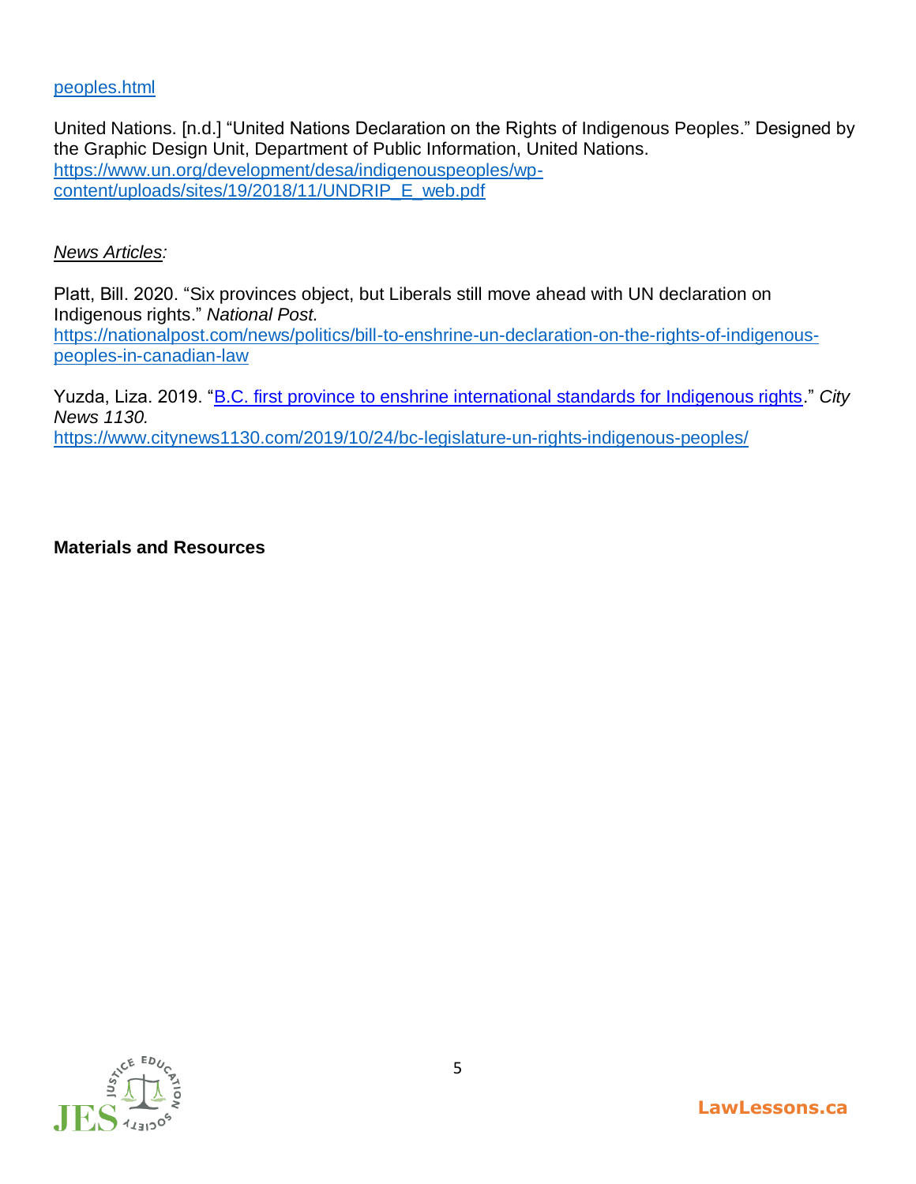peoples.html

United Nations. [n.d.] "United Nations Declaration on the Rights of Indigenous Peoples." Designed by the Graphic Design Unit, Department of Public Information, United Nations. https://www.un.org/development/desa/indigenouspeoples/wp-content/uploads/sites/19/2018/11/UNDRIP_E_web.pdf

*News Articles:*

Platt, Bill. 2020. "Six provinces object, but Liberals still move ahead with UN declaration on Indigenous rights." *National Post.* https://nationalpost.com/news/politics/bill-to-enshrine-un-declaration-on-the-rights-of-indigenous-peoples-in-canadian-law

Yuzda, Liza. 2019. "B.C. first province to enshrine international standards for Indigenous rights." *City News 1130.* https://www.citynews1130.com/2019/10/24/bc-legislature-un-rights-indigenous-peoples/

**Materials and Resources**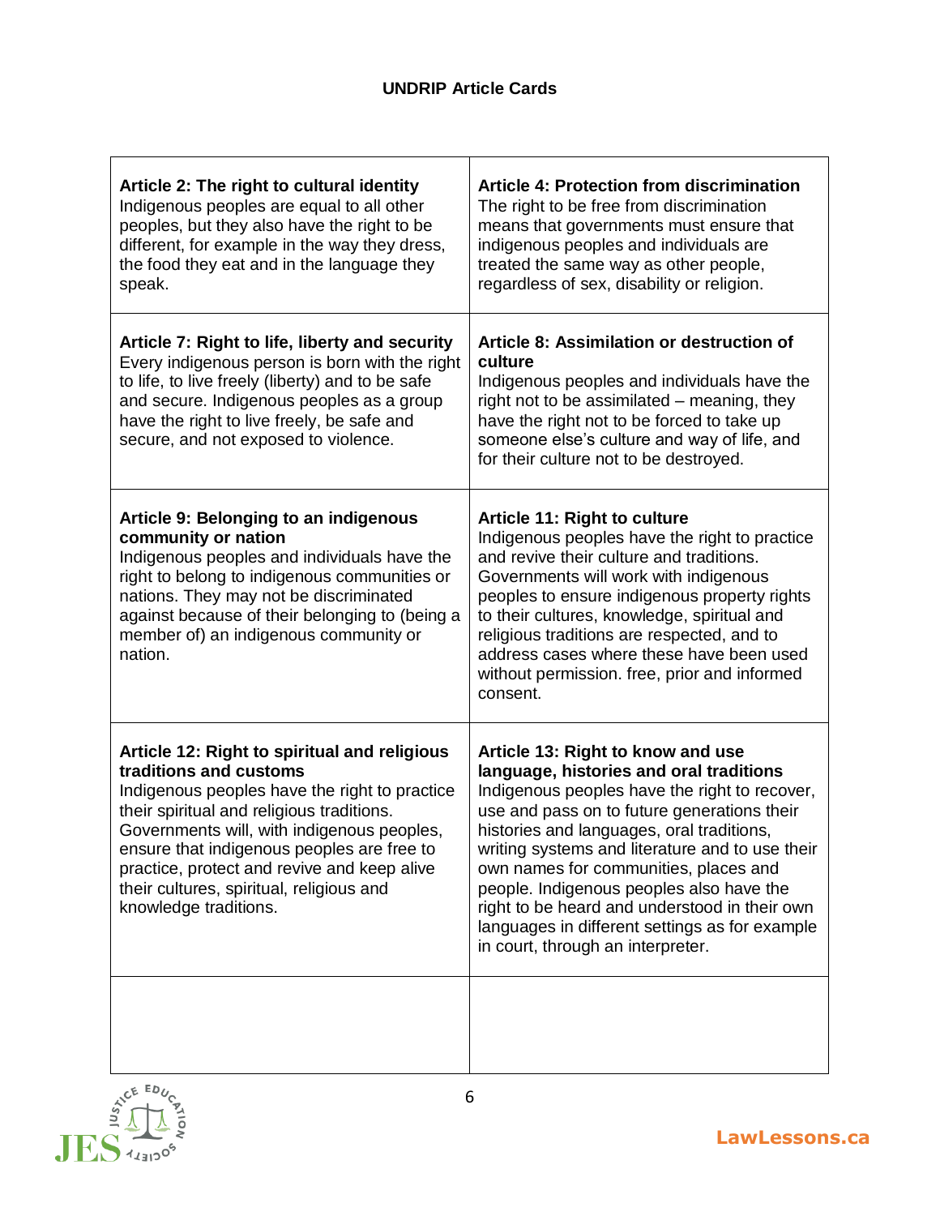### UNDRIP Article Cards

| | |
|---|---|
| **Article 2: The right to cultural identity** Indigenous peoples are equal to all other peoples, but they also have the right to be different, for example in the way they dress, the food they eat and in the language they speak. | **Article 4: Protection from discrimination** The right to be free from discrimination means that governments must ensure that indigenous peoples and individuals are treated the same way as other people, regardless of sex, disability or religion. |
| **Article 7: Right to life, liberty and security** Every indigenous person is born with the right to life, to live freely (liberty) and to be safe and secure. Indigenous peoples as a group have the right to live freely, be safe and secure, and not exposed to violence. | **Article 8: Assimilation or destruction of culture** Indigenous peoples and individuals have the right not to be assimilated – meaning, they have the right not to be forced to take up someone else's culture and way of life, and for their culture not to be destroyed. |
| **Article 9: Belonging to an indigenous community or nation** Indigenous peoples and individuals have the right to belong to indigenous communities or nations. They may not be discriminated against because of their belonging to (being a member of) an indigenous community or nation. | **Article 11: Right to culture** Indigenous peoples have the right to practice and revive their culture and traditions. Governments will work with indigenous peoples to ensure indigenous property rights to their cultures, knowledge, spiritual and religious traditions are respected, and to address cases where these have been used without permission. free, prior and informed consent. |
| **Article 12: Right to spiritual and religious traditions and customs** Indigenous peoples have the right to practice their spiritual and religious traditions. Governments will, with indigenous peoples, ensure that indigenous peoples are free to practice, protect and revive and keep alive their cultures, spiritual, religious and knowledge traditions. | **Article 13: Right to know and use language, histories and oral traditions** Indigenous peoples have the right to recover, use and pass on to future generations their histories and languages, oral traditions, writing systems and literature and to use their own names for communities, places and people. Indigenous peoples also have the right to be heard and understood in their own languages in different settings as for example in court, through an interpreter. |
| | |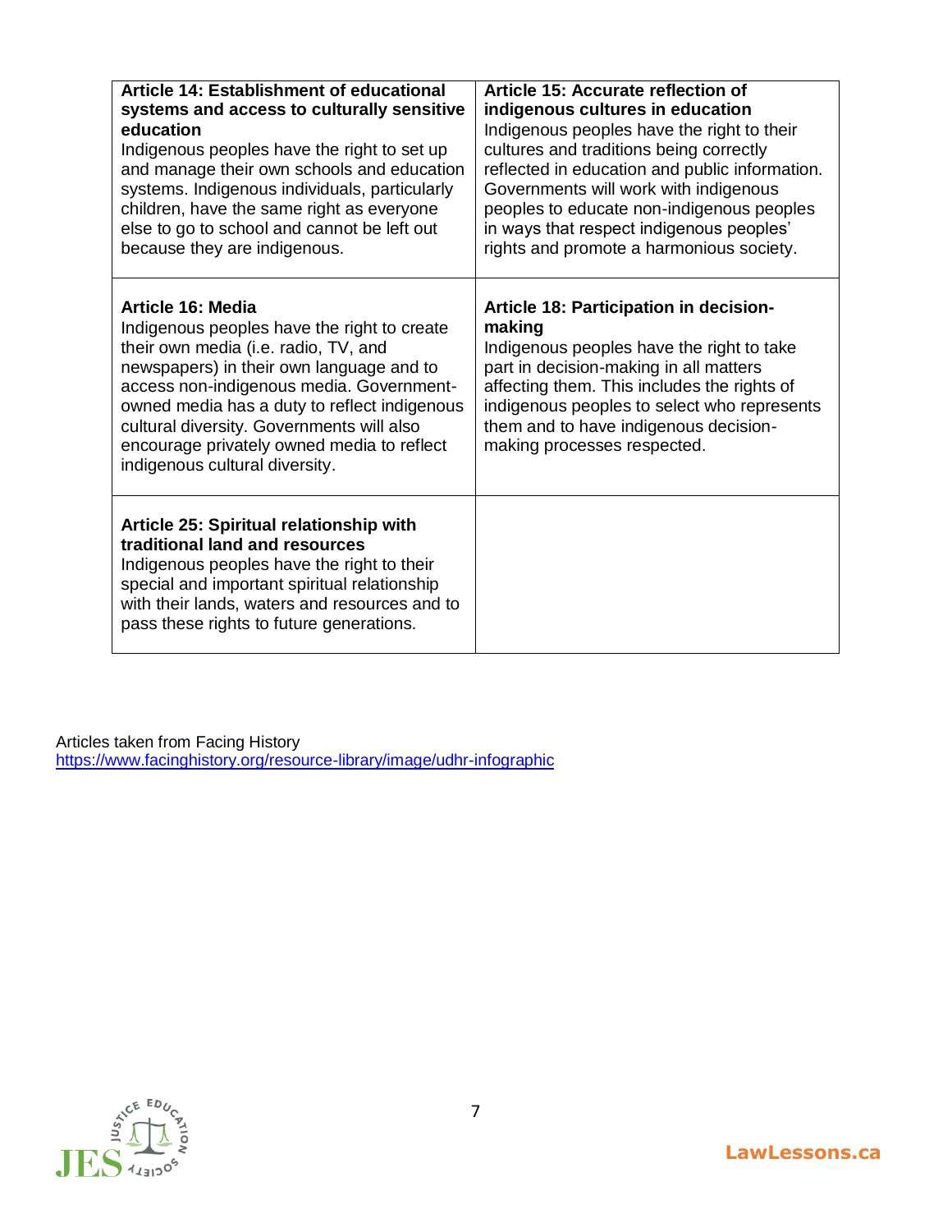| **Article 14: Establishment of educational systems and access to culturally sensitive education**<br>Indigenous peoples have the right to set up and manage their own schools and education systems. Indigenous individuals, particularly children, have the same right as everyone else to go to school and cannot be left out because they are indigenous. | **Article 15: Accurate reflection of indigenous cultures in education**<br>Indigenous peoples have the right to their cultures and traditions being correctly reflected in education and public information. Governments will work with indigenous peoples to educate non-indigenous peoples in ways that respect indigenous peoples' rights and promote a harmonious society. |
|---|---|
| **Article 16: Media**<br>Indigenous peoples have the right to create their own media (i.e. radio, TV, and newspapers) in their own language and to access non-indigenous media. Government-owned media has a duty to reflect indigenous cultural diversity. Governments will also encourage privately owned media to reflect indigenous cultural diversity. | **Article 18: Participation in decision-making**<br>Indigenous peoples have the right to take part in decision-making in all matters affecting them. This includes the rights of indigenous peoples to select who represents them and to have indigenous decision-making processes respected. |
| **Article 25: Spiritual relationship with traditional land and resources**<br>Indigenous peoples have the right to their special and important spiritual relationship with their lands, waters and resources and to pass these rights to future generations. | |

Articles taken from Facing History
https://www.facinghistory.org/resource-library/image/udhr-infographic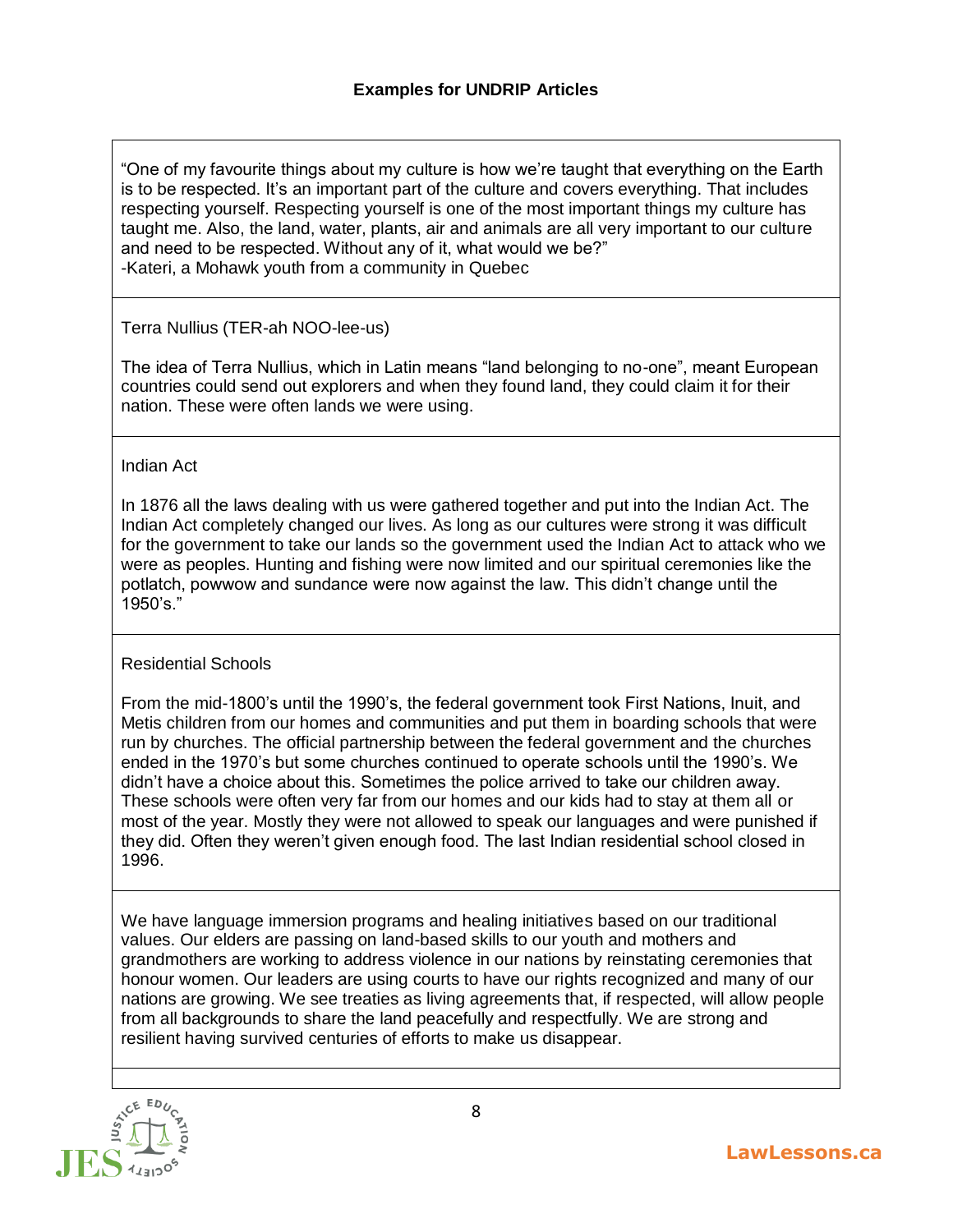## Examples for UNDRIP Articles

"One of my favourite things about my culture is how we're taught that everything on the Earth is to be respected. It's an important part of the culture and covers everything. That includes respecting yourself. Respecting yourself is one of the most important things my culture has taught me. Also, the land, water, plants, air and animals are all very important to our culture and need to be respected. Without any of it, what would we be?"
-Kateri, a Mohawk youth from a community in Quebec

---

Terra Nullius (TER-ah NOO-lee-us)

The idea of Terra Nullius, which in Latin means "land belonging to no-one", meant European countries could send out explorers and when they found land, they could claim it for their nation. These were often lands we were using.

---

Indian Act

In 1876 all the laws dealing with us were gathered together and put into the Indian Act. The Indian Act completely changed our lives. As long as our cultures were strong it was difficult for the government to take our lands so the government used the Indian Act to attack who we were as peoples. Hunting and fishing were now limited and our spiritual ceremonies like the potlatch, powwow and sundance were now against the law. This didn't change until the 1950's."

---

Residential Schools

From the mid-1800's until the 1990's, the federal government took First Nations, Inuit, and Metis children from our homes and communities and put them in boarding schools that were run by churches. The official partnership between the federal government and the churches ended in the 1970's but some churches continued to operate schools until the 1990's. We didn't have a choice about this. Sometimes the police arrived to take our children away. These schools were often very far from our homes and our kids had to stay at them all or most of the year. Mostly they were not allowed to speak our languages and were punished if they did. Often they weren't given enough food. The last Indian residential school closed in 1996.

---

We have language immersion programs and healing initiatives based on our traditional values. Our elders are passing on land-based skills to our youth and mothers and grandmothers are working to address violence in our nations by reinstating ceremonies that honour women. Our leaders are using courts to have our rights recognized and many of our nations are growing. We see treaties as living agreements that, if respected, will allow people from all backgrounds to share the land peacefully and respectfully. We are strong and resilient having survived centuries of efforts to make us disappear.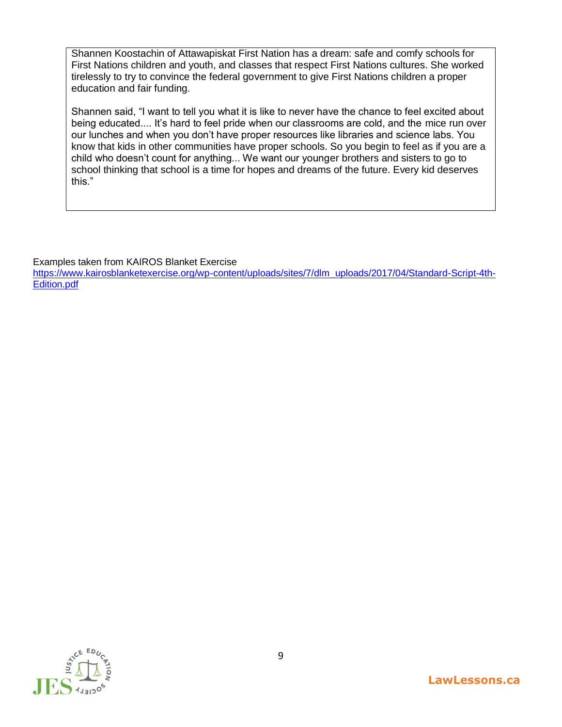Shannen Koostachin of Attawapiskat First Nation has a dream: safe and comfy schools for First Nations children and youth, and classes that respect First Nations cultures. She worked tirelessly to try to convince the federal government to give First Nations children a proper education and fair funding.

Shannen said, "I want to tell you what it is like to never have the chance to feel excited about being educated.... It's hard to feel pride when our classrooms are cold, and the mice run over our lunches and when you don't have proper resources like libraries and science labs. You know that kids in other communities have proper schools. So you begin to feel as if you are a child who doesn't count for anything... We want our younger brothers and sisters to go to school thinking that school is a time for hopes and dreams of the future. Every kid deserves this."

Examples taken from KAIROS Blanket Exercise
https://www.kairosblanketexercise.org/wp-content/uploads/sites/7/dlm_uploads/2017/04/Standard-Script-4th-Edition.pdf